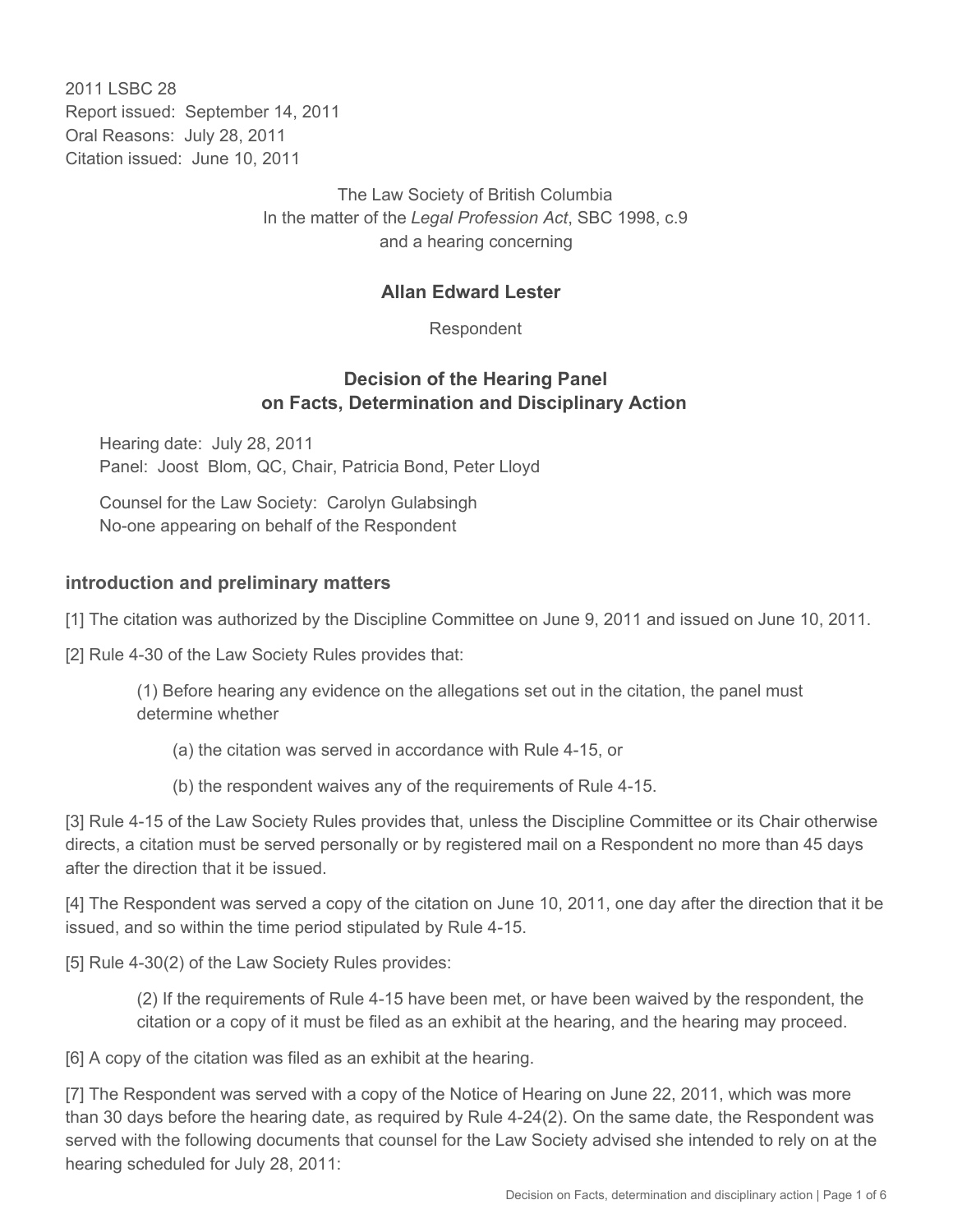2011 LSBC 28
Report issued: September 14, 2011
Oral Reasons: July 28, 2011
Citation issued: June 10, 2011

The Law Society of British Columbia
In the matter of the *Legal Profession Act*, SBC 1998, c.9
and a hearing concerning

**Allan Edward Lester**

Respondent

## Decision of the Hearing Panel on Facts, Determination and Disciplinary Action

Hearing date: July 28, 2011
Panel: Joost Blom, QC, Chair, Patricia Bond, Peter Lloyd

Counsel for the Law Society: Carolyn Gulabsingh
No-one appearing on behalf of the Respondent

### introduction and preliminary matters

[1] The citation was authorized by the Discipline Committee on June 9, 2011 and issued on June 10, 2011.

[2] Rule 4-30 of the Law Society Rules provides that:

> (1) Before hearing any evidence on the allegations set out in the citation, the panel must determine whether
>
> > (a) the citation was served in accordance with Rule 4-15, or
> >
> > (b) the respondent waives any of the requirements of Rule 4-15.

[3] Rule 4-15 of the Law Society Rules provides that, unless the Discipline Committee or its Chair otherwise directs, a citation must be served personally or by registered mail on a Respondent no more than 45 days after the direction that it be issued.

[4] The Respondent was served a copy of the citation on June 10, 2011, one day after the direction that it be issued, and so within the time period stipulated by Rule 4-15.

[5] Rule 4-30(2) of the Law Society Rules provides:

> (2) If the requirements of Rule 4-15 have been met, or have been waived by the respondent, the citation or a copy of it must be filed as an exhibit at the hearing, and the hearing may proceed.

[6] A copy of the citation was filed as an exhibit at the hearing.

[7] The Respondent was served with a copy of the Notice of Hearing on June 22, 2011, which was more than 30 days before the hearing date, as required by Rule 4-24(2). On the same date, the Respondent was served with the following documents that counsel for the Law Society advised she intended to rely on at the hearing scheduled for July 28, 2011: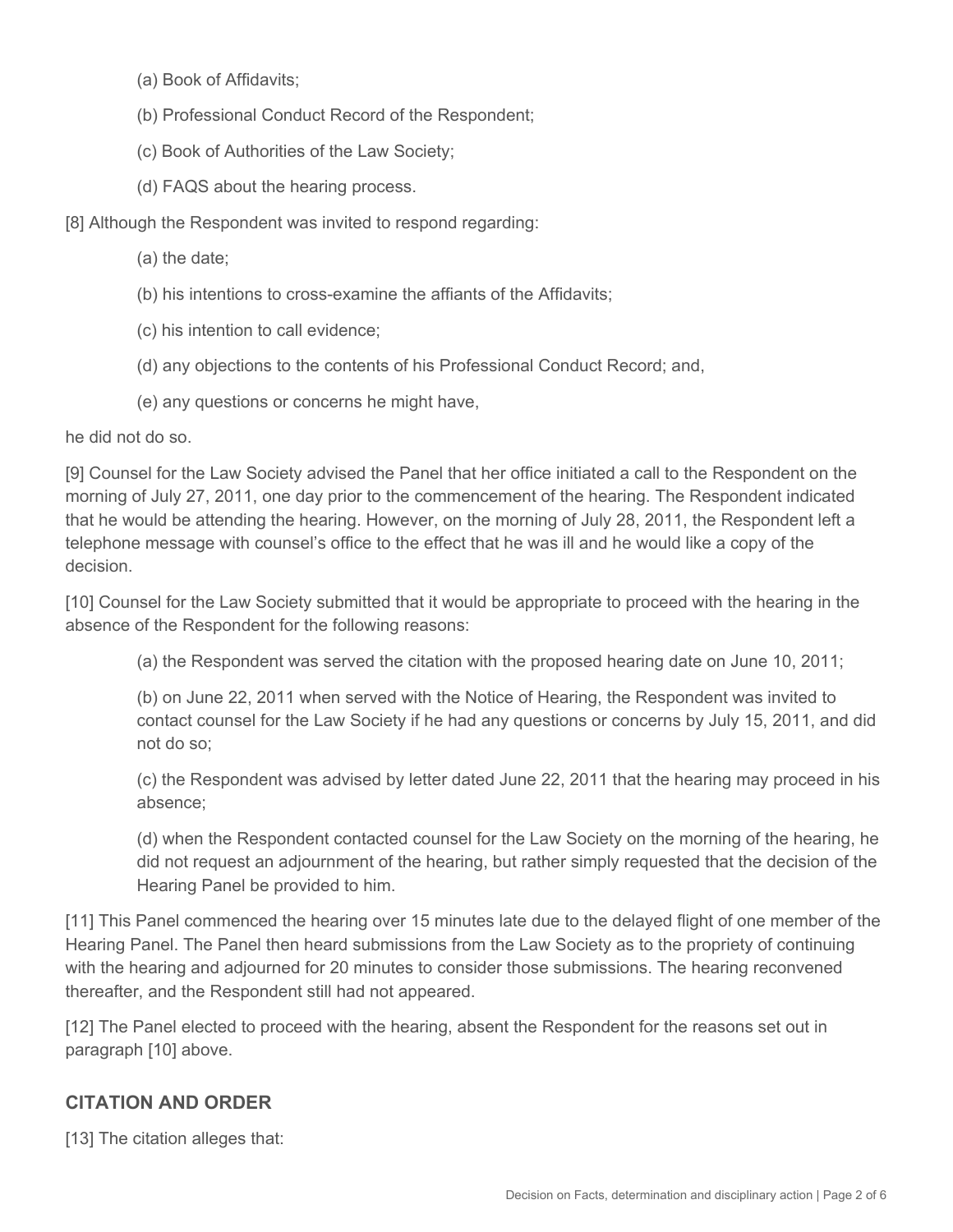(a) Book of Affidavits;

(b) Professional Conduct Record of the Respondent;

(c) Book of Authorities of the Law Society;

(d) FAQS about the hearing process.

[8] Although the Respondent was invited to respond regarding:

(a) the date;

(b) his intentions to cross-examine the affiants of the Affidavits;

(c) his intention to call evidence;

(d) any objections to the contents of his Professional Conduct Record; and,

(e) any questions or concerns he might have,

he did not do so.

[9] Counsel for the Law Society advised the Panel that her office initiated a call to the Respondent on the morning of July 27, 2011, one day prior to the commencement of the hearing. The Respondent indicated that he would be attending the hearing. However, on the morning of July 28, 2011, the Respondent left a telephone message with counsel's office to the effect that he was ill and he would like a copy of the decision.

[10] Counsel for the Law Society submitted that it would be appropriate to proceed with the hearing in the absence of the Respondent for the following reasons:

(a) the Respondent was served the citation with the proposed hearing date on June 10, 2011;

(b) on June 22, 2011 when served with the Notice of Hearing, the Respondent was invited to contact counsel for the Law Society if he had any questions or concerns by July 15, 2011, and did not do so;

(c) the Respondent was advised by letter dated June 22, 2011 that the hearing may proceed in his absence;

(d) when the Respondent contacted counsel for the Law Society on the morning of the hearing, he did not request an adjournment of the hearing, but rather simply requested that the decision of the Hearing Panel be provided to him.

[11] This Panel commenced the hearing over 15 minutes late due to the delayed flight of one member of the Hearing Panel. The Panel then heard submissions from the Law Society as to the propriety of continuing with the hearing and adjourned for 20 minutes to consider those submissions. The hearing reconvened thereafter, and the Respondent still had not appeared.

[12] The Panel elected to proceed with the hearing, absent the Respondent for the reasons set out in paragraph [10] above.

## CITATION AND ORDER

[13] The citation alleges that: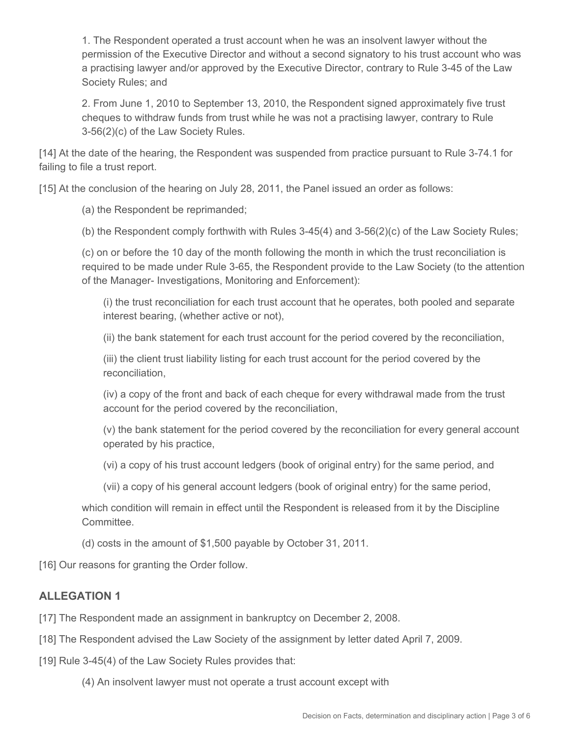1. The Respondent operated a trust account when he was an insolvent lawyer without the permission of the Executive Director and without a second signatory to his trust account who was a practising lawyer and/or approved by the Executive Director, contrary to Rule 3-45 of the Law Society Rules; and

2. From June 1, 2010 to September 13, 2010, the Respondent signed approximately five trust cheques to withdraw funds from trust while he was not a practising lawyer, contrary to Rule 3-56(2)(c) of the Law Society Rules.

[14] At the date of the hearing, the Respondent was suspended from practice pursuant to Rule 3-74.1 for failing to file a trust report.

[15] At the conclusion of the hearing on July 28, 2011, the Panel issued an order as follows:

(a) the Respondent be reprimanded;

(b) the Respondent comply forthwith with Rules 3-45(4) and 3-56(2)(c) of the Law Society Rules;

(c) on or before the 10 day of the month following the month in which the trust reconciliation is required to be made under Rule 3-65, the Respondent provide to the Law Society (to the attention of the Manager- Investigations, Monitoring and Enforcement):

(i) the trust reconciliation for each trust account that he operates, both pooled and separate interest bearing, (whether active or not),

(ii) the bank statement for each trust account for the period covered by the reconciliation,

(iii) the client trust liability listing for each trust account for the period covered by the reconciliation,

(iv) a copy of the front and back of each cheque for every withdrawal made from the trust account for the period covered by the reconciliation,

(v) the bank statement for the period covered by the reconciliation for every general account operated by his practice,

(vi) a copy of his trust account ledgers (book of original entry) for the same period, and

(vii) a copy of his general account ledgers (book of original entry) for the same period,

which condition will remain in effect until the Respondent is released from it by the Discipline Committee.

(d) costs in the amount of $1,500 payable by October 31, 2011.

[16] Our reasons for granting the Order follow.

## ALLEGATION 1

[17] The Respondent made an assignment in bankruptcy on December 2, 2008.

[18] The Respondent advised the Law Society of the assignment by letter dated April 7, 2009.

[19] Rule 3-45(4) of the Law Society Rules provides that:

(4) An insolvent lawyer must not operate a trust account except with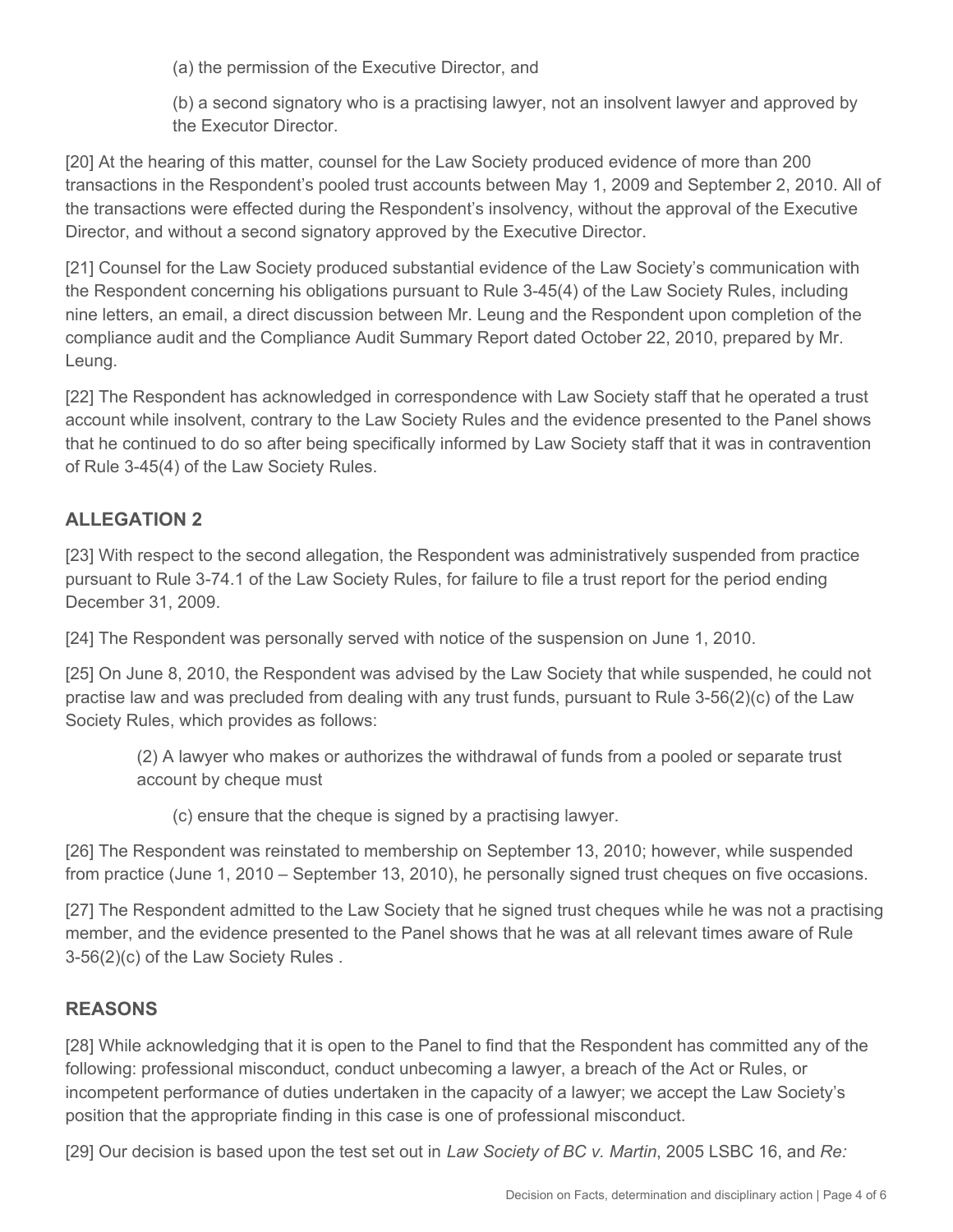(a) the permission of the Executive Director, and

(b) a second signatory who is a practising lawyer, not an insolvent lawyer and approved by the Executor Director.

[20] At the hearing of this matter, counsel for the Law Society produced evidence of more than 200 transactions in the Respondent's pooled trust accounts between May 1, 2009 and September 2, 2010. All of the transactions were effected during the Respondent's insolvency, without the approval of the Executive Director, and without a second signatory approved by the Executive Director.

[21] Counsel for the Law Society produced substantial evidence of the Law Society's communication with the Respondent concerning his obligations pursuant to Rule 3-45(4) of the Law Society Rules, including nine letters, an email, a direct discussion between Mr. Leung and the Respondent upon completion of the compliance audit and the Compliance Audit Summary Report dated October 22, 2010, prepared by Mr. Leung.

[22] The Respondent has acknowledged in correspondence with Law Society staff that he operated a trust account while insolvent, contrary to the Law Society Rules and the evidence presented to the Panel shows that he continued to do so after being specifically informed by Law Society staff that it was in contravention of Rule 3-45(4) of the Law Society Rules.

## ALLEGATION 2

[23] With respect to the second allegation, the Respondent was administratively suspended from practice pursuant to Rule 3-74.1 of the Law Society Rules, for failure to file a trust report for the period ending December 31, 2009.

[24] The Respondent was personally served with notice of the suspension on June 1, 2010.

[25] On June 8, 2010, the Respondent was advised by the Law Society that while suspended, he could not practise law and was precluded from dealing with any trust funds, pursuant to Rule 3-56(2)(c) of the Law Society Rules, which provides as follows:

> (2) A lawyer who makes or authorizes the withdrawal of funds from a pooled or separate trust account by cheque must
>
> (c) ensure that the cheque is signed by a practising lawyer.

[26] The Respondent was reinstated to membership on September 13, 2010; however, while suspended from practice (June 1, 2010 – September 13, 2010), he personally signed trust cheques on five occasions.

[27] The Respondent admitted to the Law Society that he signed trust cheques while he was not a practising member, and the evidence presented to the Panel shows that he was at all relevant times aware of Rule 3-56(2)(c) of the Law Society Rules .

## REASONS

[28] While acknowledging that it is open to the Panel to find that the Respondent has committed any of the following: professional misconduct, conduct unbecoming a lawyer, a breach of the Act or Rules, or incompetent performance of duties undertaken in the capacity of a lawyer; we accept the Law Society's position that the appropriate finding in this case is one of professional misconduct.

[29] Our decision is based upon the test set out in *Law Society of BC v. Martin*, 2005 LSBC 16, and *Re:*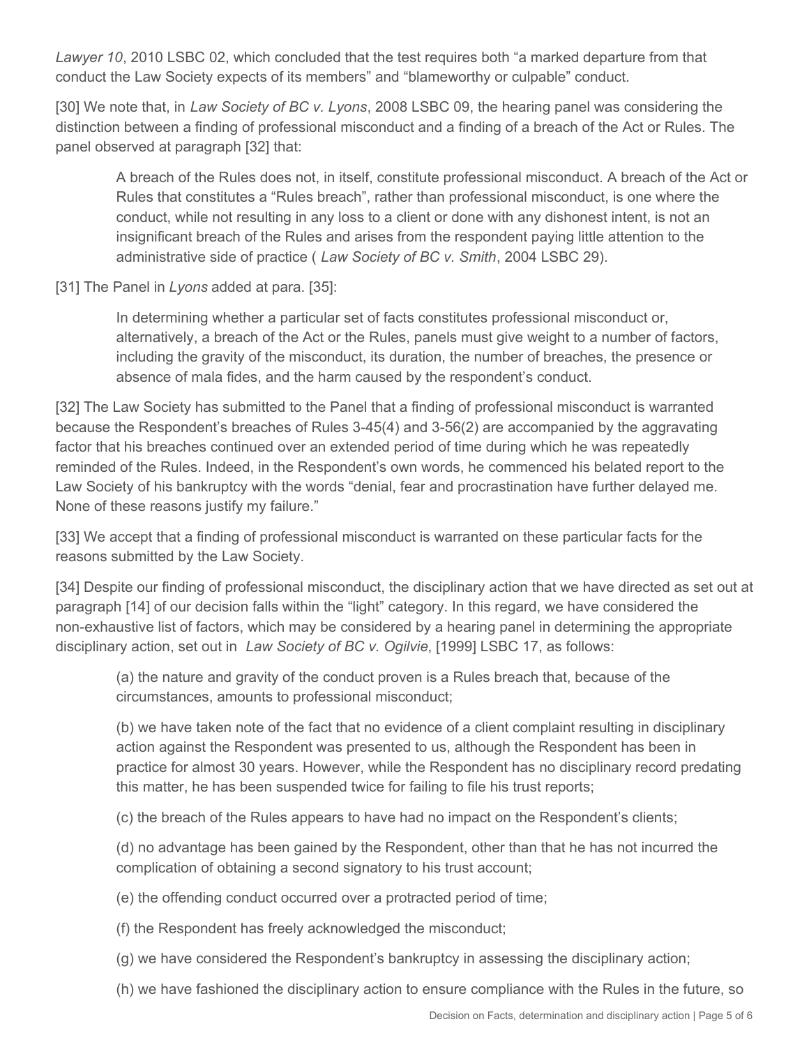*Lawyer 10*, 2010 LSBC 02, which concluded that the test requires both "a marked departure from that conduct the Law Society expects of its members" and "blameworthy or culpable" conduct.

[30] We note that, in *Law Society of BC v. Lyons*, 2008 LSBC 09, the hearing panel was considering the distinction between a finding of professional misconduct and a finding of a breach of the Act or Rules. The panel observed at paragraph [32] that:

> A breach of the Rules does not, in itself, constitute professional misconduct. A breach of the Act or Rules that constitutes a "Rules breach", rather than professional misconduct, is one where the conduct, while not resulting in any loss to a client or done with any dishonest intent, is not an insignificant breach of the Rules and arises from the respondent paying little attention to the administrative side of practice ( *Law Society of BC v. Smith*, 2004 LSBC 29).

[31] The Panel in *Lyons* added at para. [35]:

> In determining whether a particular set of facts constitutes professional misconduct or, alternatively, a breach of the Act or the Rules, panels must give weight to a number of factors, including the gravity of the misconduct, its duration, the number of breaches, the presence or absence of mala fides, and the harm caused by the respondent's conduct.

[32] The Law Society has submitted to the Panel that a finding of professional misconduct is warranted because the Respondent's breaches of Rules 3-45(4) and 3-56(2) are accompanied by the aggravating factor that his breaches continued over an extended period of time during which he was repeatedly reminded of the Rules. Indeed, in the Respondent's own words, he commenced his belated report to the Law Society of his bankruptcy with the words "denial, fear and procrastination have further delayed me. None of these reasons justify my failure."

[33] We accept that a finding of professional misconduct is warranted on these particular facts for the reasons submitted by the Law Society.

[34] Despite our finding of professional misconduct, the disciplinary action that we have directed as set out at paragraph [14] of our decision falls within the "light" category. In this regard, we have considered the non-exhaustive list of factors, which may be considered by a hearing panel in determining the appropriate disciplinary action, set out in *Law Society of BC v. Ogilvie*, [1999] LSBC 17, as follows:

> (a) the nature and gravity of the conduct proven is a Rules breach that, because of the circumstances, amounts to professional misconduct;
>
> (b) we have taken note of the fact that no evidence of a client complaint resulting in disciplinary action against the Respondent was presented to us, although the Respondent has been in practice for almost 30 years. However, while the Respondent has no disciplinary record predating this matter, he has been suspended twice for failing to file his trust reports;
>
> (c) the breach of the Rules appears to have had no impact on the Respondent's clients;
>
> (d) no advantage has been gained by the Respondent, other than that he has not incurred the complication of obtaining a second signatory to his trust account;
>
> (e) the offending conduct occurred over a protracted period of time;
>
> (f) the Respondent has freely acknowledged the misconduct;
>
> (g) we have considered the Respondent's bankruptcy in assessing the disciplinary action;
>
> (h) we have fashioned the disciplinary action to ensure compliance with the Rules in the future, so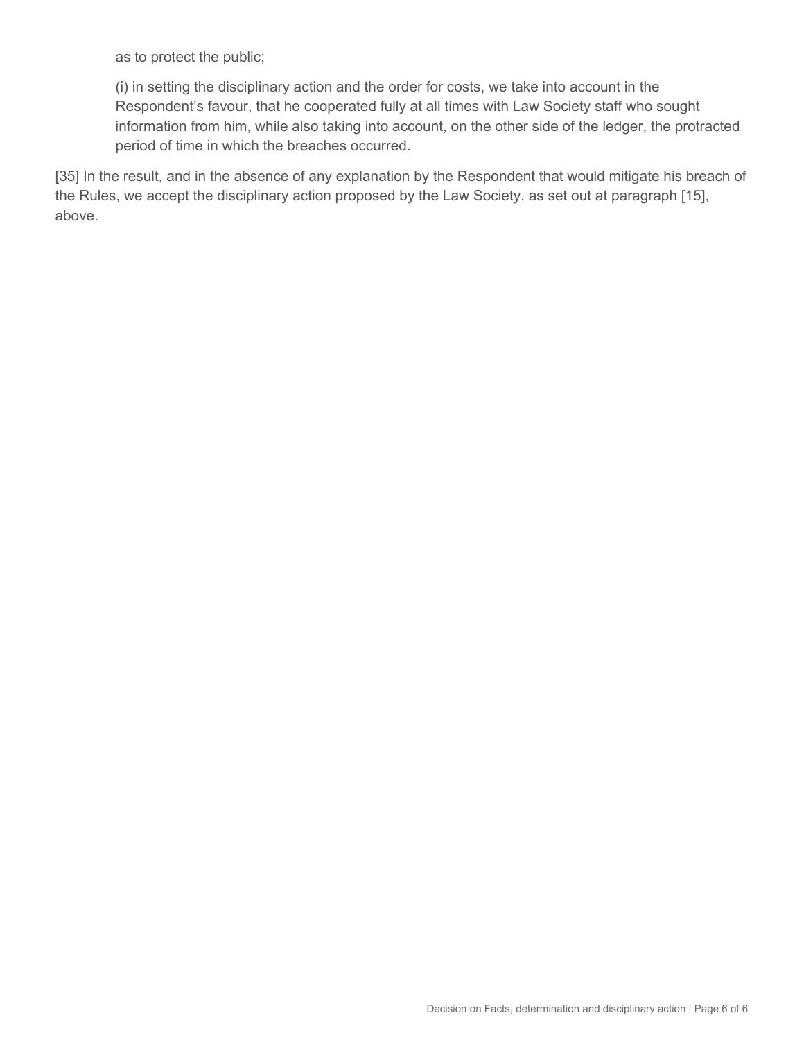as to protect the public;

(i) in setting the disciplinary action and the order for costs, we take into account in the Respondent's favour, that he cooperated fully at all times with Law Society staff who sought information from him, while also taking into account, on the other side of the ledger, the protracted period of time in which the breaches occurred.

[35] In the result, and in the absence of any explanation by the Respondent that would mitigate his breach of the Rules, we accept the disciplinary action proposed by the Law Society, as set out at paragraph [15], above.